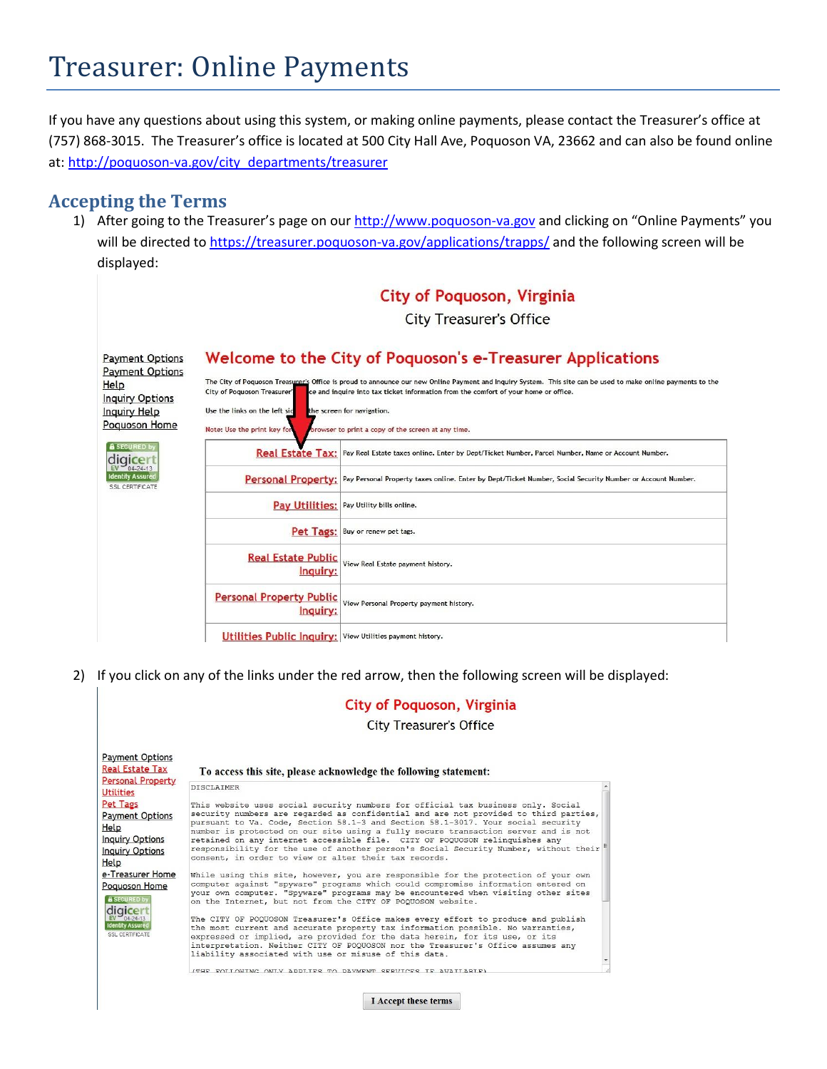# Treasurer: Online Payments

If you have any questions about using this system, or making online payments, please contact the Treasurer's office at (757) 868-3015. The Treasurer's office is located at 500 City Hall Ave, Poquoson VA, 23662 and can also be found online at: http://poquoson-va.gov/city_departments/treasurer

## Accepting the Terms

1) After going to the Treasurer's page on our http://www.poquoson-va.gov and clicking on "Online Payments" you will be directed to https://treasurer.poquoson-va.gov/applications/trapps/ and the following screen will be displayed:

City of Poquoson, Virginia

City Treasurer's Office

Payment Options
Payment Options Help
Inquiry Options
Inquiry Help
Poquoson Home

Welcome to the City of Poquoson's e-Treasurer Applications

The City of Poquoson Treasurer's Office is proud to announce our new Online Payment and Inquiry System. This site can be used to make online payments to the City of Poquoson Treasurer's Office and inquire into tax ticket information from the comfort of your home or office.

Use the links on the left side of the screen for navigation.

Note: Use the print key for your browser to print a copy of the screen at any time.

| | |
|---|---|
| Real Estate Tax: | Pay Real Estate taxes online. Enter by Dept/Ticket Number, Parcel Number, Name or Account Number. |
| Personal Property: | Pay Personal Property taxes online. Enter by Dept/Ticket Number, Social Security Number or Account Number. |
| Pay Utilities: | Pay Utility bills online. |
| Pet Tags: | Buy or renew pet tags. |
| Real Estate Public Inquiry: | View Real Estate payment history. |
| Personal Property Public Inquiry: | View Personal Property payment history. |
| Utilities Public Inquiry: | View Utilities payment history. |

2) If you click on any of the links under the red arrow, then the following screen will be displayed:

City of Poquoson, Virginia

City Treasurer's Office

Payment Options
Real Estate Tax
Personal Property
Utilities
Pet Tags
Payment Options Help
Inquiry Options
Inquiry Options Help
e-Treasurer Home
Poquoson Home

To access this site, please acknowledge the following statement:

DISCLAIMER

This website uses social security numbers for official tax business only. Social security numbers are regarded as confidential and are not provided to third parties, pursuant to Va. Code, Section 58.1-3 and Section 58.1-3017. Your social security number is protected on our site using a fully secure transaction server and is not retained on any internet accessible file. CITY OF POQUOSON relinquishes any responsibility for the use of another person's Social Security Number, without their consent, in order to view or alter their tax records.

While using this site, however, you are responsible for the protection of your own computer against "spyware" programs which could compromise information entered on your own computer. "Spyware" programs may be encountered when visiting other sites on the Internet, but not from the CITY OF POQUOSON website.

The CITY OF POQUOSON Treasurer's Office makes every effort to produce and publish the most current and accurate property tax information possible. No warranties, expressed or implied, are provided for the data herein, for its use, or its interpretation. Neither CITY OF POQUOSON nor the Treasurer's Office assumes any liability associated with use or misuse of this data.

(THE FOLLOWING ONLY APPLIES TO PAYMENT SERVICES IF AVAILABLE)

I Accept these terms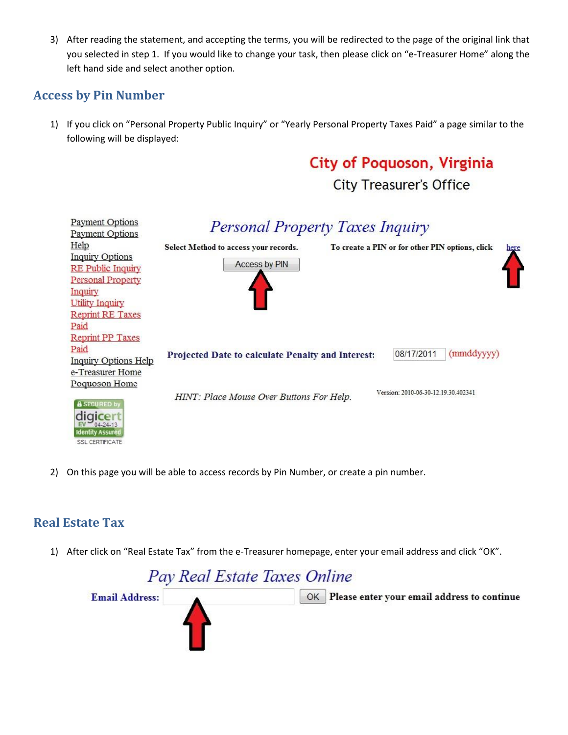3) After reading the statement, and accepting the terms, you will be redirected to the page of the original link that you selected in step 1. If you would like to change your task, then please click on “e-Treasurer Home” along the left hand side and select another option.

## Access by Pin Number

1) If you click on “Personal Property Public Inquiry” or “Yearly Personal Property Taxes Paid” a page similar to the following will be displayed:

City of Poquoson, Virginia

City Treasurer's Office

Payment Options
Payment Options Help
Inquiry Options
RE Public Inquiry
Personal Property Inquiry
Utility Inquiry
Reprint RE Taxes Paid
Reprint PP Taxes Paid
Inquiry Options Help
e-Treasurer Home
Poquoson Home

*Personal Property Taxes Inquiry*

**Select Method to access your records.** Access by PIN

**To create a PIN or for other PIN options, click** here

**Projected Date to calculate Penalty and Interest:** 08/17/2011 (mmddyyyy)

*HINT: Place Mouse Over Buttons For Help.*

Version: 2010-06-30-12.19.30.402341

SECURED by digicert EV 04-24-13 Identity Assured SSL CERTIFICATE

2) On this page you will be able to access records by Pin Number, or create a pin number.

## Real Estate Tax

1) After click on “Real Estate Tax” from the e-Treasurer homepage, enter your email address and click “OK”.

*Pay Real Estate Taxes Online*

**Email Address:** OK **Please enter your email address to continue**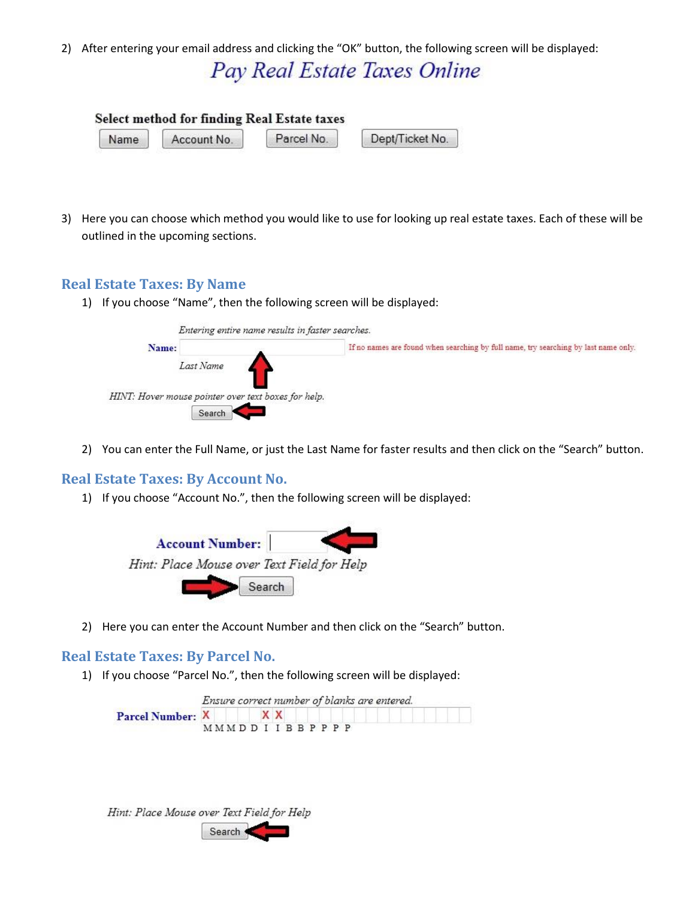2) After entering your email address and clicking the "OK" button, the following screen will be displayed:

Pay Real Estate Taxes Online

Select method for finding Real Estate taxes

Name | Account No. | Parcel No. | Dept/Ticket No.

3) Here you can choose which method you would like to use for looking up real estate taxes. Each of these will be outlined in the upcoming sections.

## Real Estate Taxes: By Name

1) If you choose "Name", then the following screen will be displayed:

*Entering entire name results in faster searches.*

**Name:** If no names are found when searching by full name, try searching by last name only.

*Last Name*

*HINT: Hover mouse pointer over text boxes for help.*

Search

2) You can enter the Full Name, or just the Last Name for faster results and then click on the "Search" button.

## Real Estate Taxes: By Account No.

1) If you choose "Account No.", then the following screen will be displayed:

**Account Number:**

*Hint: Place Mouse over Text Field for Help*

Search

2) Here you can enter the Account Number and then click on the "Search" button.

## Real Estate Taxes: By Parcel No.

1) If you choose "Parcel No.", then the following screen will be displayed:

*Ensure correct number of blanks are entered.*

**Parcel Number:** X X X

M M M D D I I B B P P P P

*Hint: Place Mouse over Text Field for Help*

Search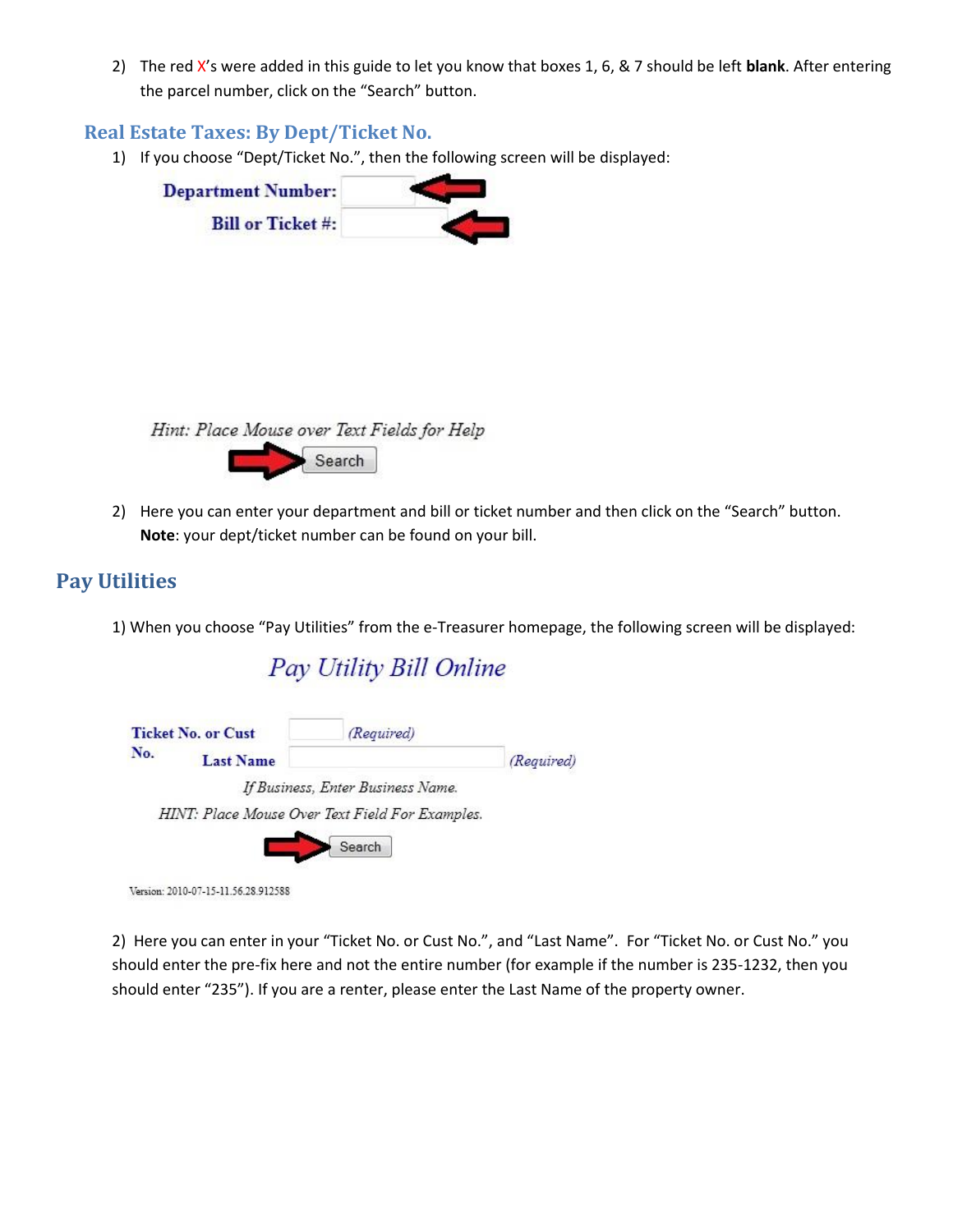2) The red X's were added in this guide to let you know that boxes 1, 6, & 7 should be left **blank**. After entering the parcel number, click on the "Search" button.

### Real Estate Taxes: By Dept/Ticket No.

1) If you choose "Dept/Ticket No.", then the following screen will be displayed:

Department Number:

Bill or Ticket #:

*Hint: Place Mouse over Text Fields for Help*

Search

2) Here you can enter your department and bill or ticket number and then click on the "Search" button. **Note**: your dept/ticket number can be found on your bill.

## Pay Utilities

1) When you choose "Pay Utilities" from the e-Treasurer homepage, the following screen will be displayed:

*Pay Utility Bill Online*

Ticket No. or Cust No. *(Required)*

Last Name *(Required)*

*If Business, Enter Business Name.*

*HINT: Place Mouse Over Text Field For Examples.*

Search

Version: 2010-07-15-11.56.28.912588

2) Here you can enter in your "Ticket No. or Cust No.", and "Last Name". For "Ticket No. or Cust No." you should enter the pre-fix here and not the entire number (for example if the number is 235-1232, then you should enter "235"). If you are a renter, please enter the Last Name of the property owner.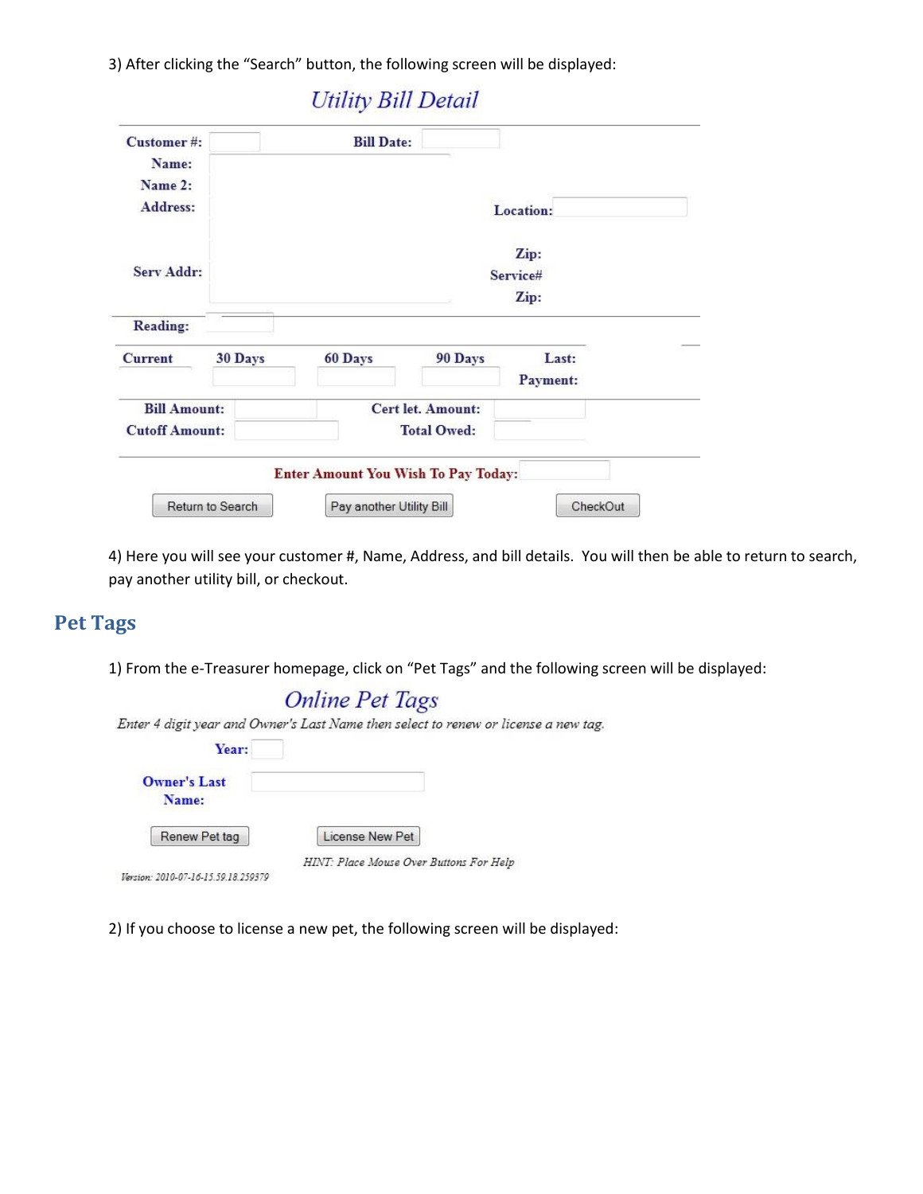3) After clicking the "Search" button, the following screen will be displayed:

*Utility Bill Detail*

**Customer #:** **Bill Date:**
**Name:**
**Name 2:**
**Address:** **Location:**
**Zip:**
**Serv Addr:** **Service#**
**Zip:**

**Reading:**

| Current | 30 Days | 60 Days | 90 Days | Last: Payment: |
|---|---|---|---|---|

**Bill Amount:** **Cert let. Amount:**
**Cutoff Amount:** **Total Owed:**

**Enter Amount You Wish To Pay Today:**

Return to Search | Pay another Utility Bill | CheckOut

4) Here you will see your customer #, Name, Address, and bill details. You will then be able to return to search, pay another utility bill, or checkout.

## Pet Tags

1) From the e-Treasurer homepage, click on "Pet Tags" and the following screen will be displayed:

*Online Pet Tags*

*Enter 4 digit year and Owner's Last Name then select to renew or license a new tag.*

**Year:**

**Owner's Last Name:**

Renew Pet tag | License New Pet

*HINT: Place Mouse Over Buttons For Help*

*Version: 2010-07-16-15.59.18.259379*

2) If you choose to license a new pet, the following screen will be displayed: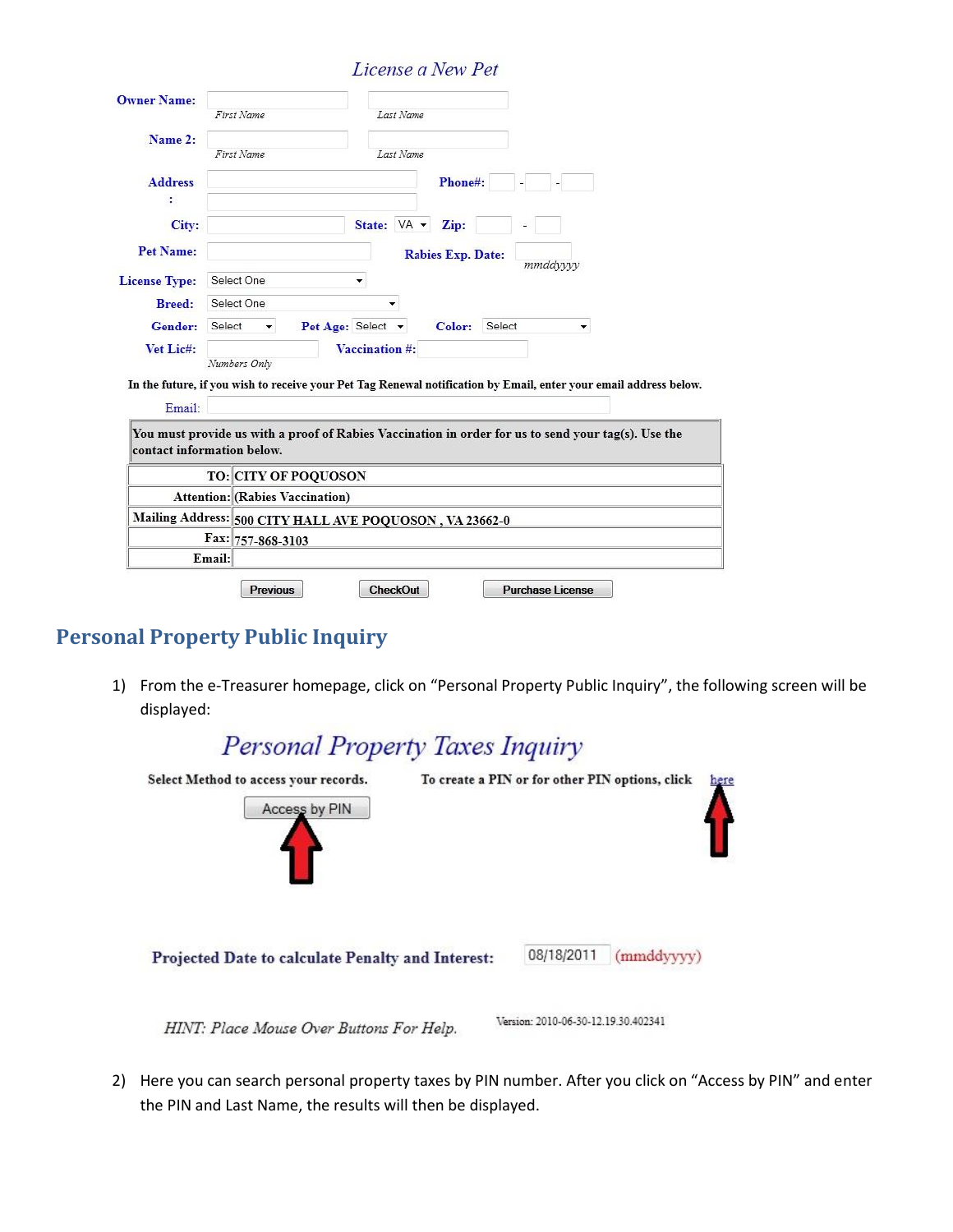*License a New Pet*

**Owner Name:** First Name Last Name

**Name 2:** First Name Last Name

**Address:** **Phone#:** - -

**City:** **State:** VA **Zip:** -

**Pet Name:** **Rabies Exp. Date:** mmddyyyy

**License Type:** Select One

**Breed:** Select One

**Gender:** Select **Pet Age:** Select **Color:** Select

**Vet Lic#:** Numbers Only **Vaccination #:**

**In the future, if you wish to receive your Pet Tag Renewal notification by Email, enter your email address below.**

Email:

**You must provide us with a proof of Rabies Vaccination in order for us to send your tag(s). Use the contact information below.**

| | |
|---|---|
| **TO:** | **CITY OF POQUOSON** |
| **Attention:** | **(Rabies Vaccination)** |
| **Mailing Address:** | **500 CITY HALL AVE POQUOSON , VA 23662-0** |
| **Fax:** | **757-868-3103** |
| **Email:** | |

Previous CheckOut Purchase License

## Personal Property Public Inquiry

1) From the e-Treasurer homepage, click on "Personal Property Public Inquiry", the following screen will be displayed:

*Personal Property Taxes Inquiry*

**Select Method to access your records.** **To create a PIN or for other PIN options, click** here

Access by PIN

**Projected Date to calculate Penalty and Interest:** 08/18/2011 (mmddyyyy)

*HINT: Place Mouse Over Buttons For Help.* Version: 2010-06-30-12.19.30.402341

2) Here you can search personal property taxes by PIN number. After you click on "Access by PIN" and enter the PIN and Last Name, the results will then be displayed.